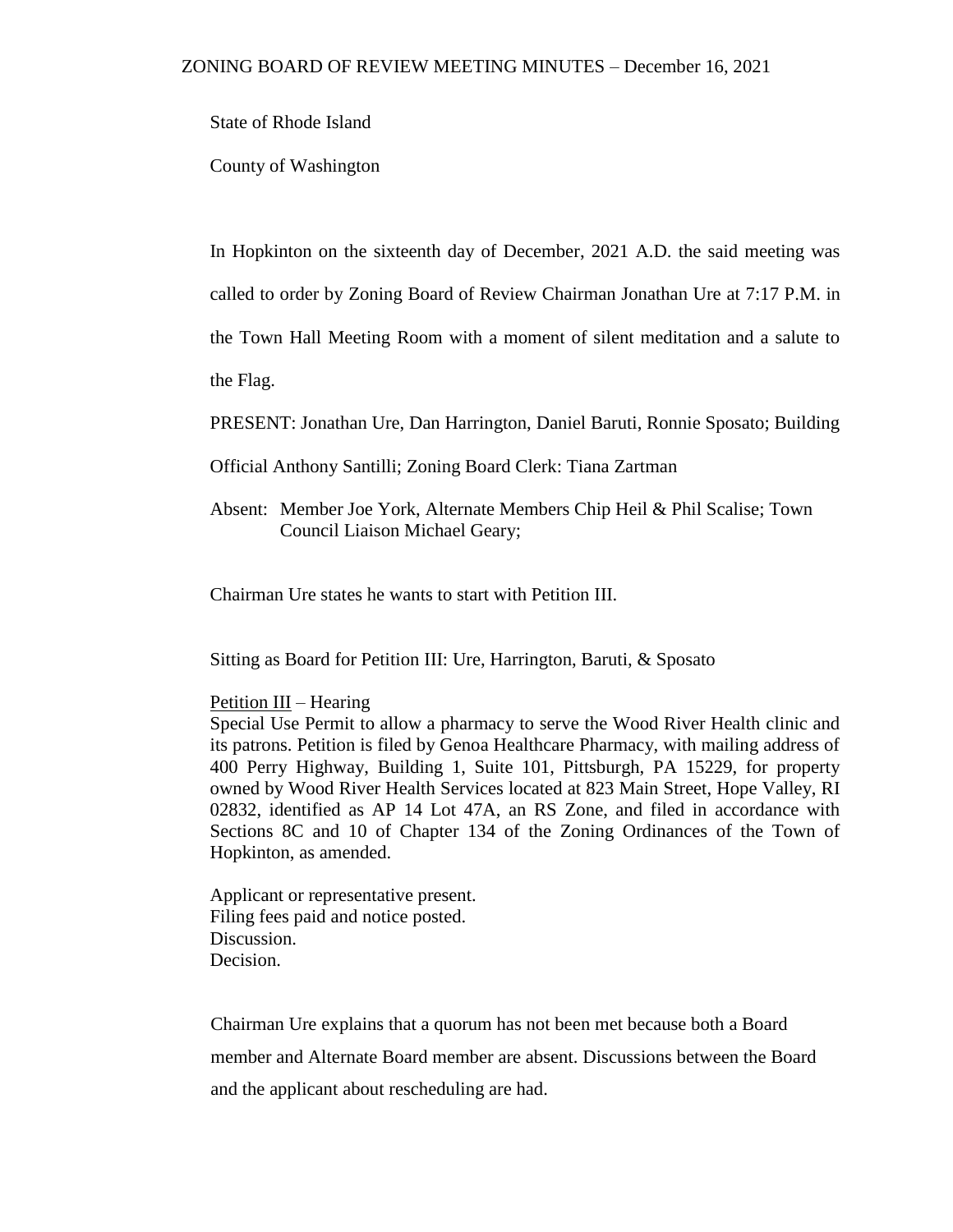# ZONING BOARD OF REVIEW MEETING MINUTES – December 16, 2021

State of Rhode Island

County of Washington

In Hopkinton on the sixteenth day of December, 2021 A.D. the said meeting was called to order by Zoning Board of Review Chairman Jonathan Ure at 7:17 P.M. in the Town Hall Meeting Room with a moment of silent meditation and a salute to the Flag.

PRESENT: Jonathan Ure, Dan Harrington, Daniel Baruti, Ronnie Sposato; Building Official Anthony Santilli; Zoning Board Clerk: Tiana Zartman

Absent: Member Joe York, Alternate Members Chip Heil & Phil Scalise; Town Council Liaison Michael Geary;

Chairman Ure states he wants to start with Petition III.

Sitting as Board for Petition III: Ure, Harrington, Baruti, & Sposato

Petition III – Hearing
Special Use Permit to allow a pharmacy to serve the Wood River Health clinic and its patrons. Petition is filed by Genoa Healthcare Pharmacy, with mailing address of 400 Perry Highway, Building 1, Suite 101, Pittsburgh, PA 15229, for property owned by Wood River Health Services located at 823 Main Street, Hope Valley, RI 02832, identified as AP 14 Lot 47A, an RS Zone, and filed in accordance with Sections 8C and 10 of Chapter 134 of the Zoning Ordinances of the Town of Hopkinton, as amended.

Applicant or representative present.
Filing fees paid and notice posted.
Discussion.
Decision.

Chairman Ure explains that a quorum has not been met because both a Board member and Alternate Board member are absent. Discussions between the Board and the applicant about rescheduling are had.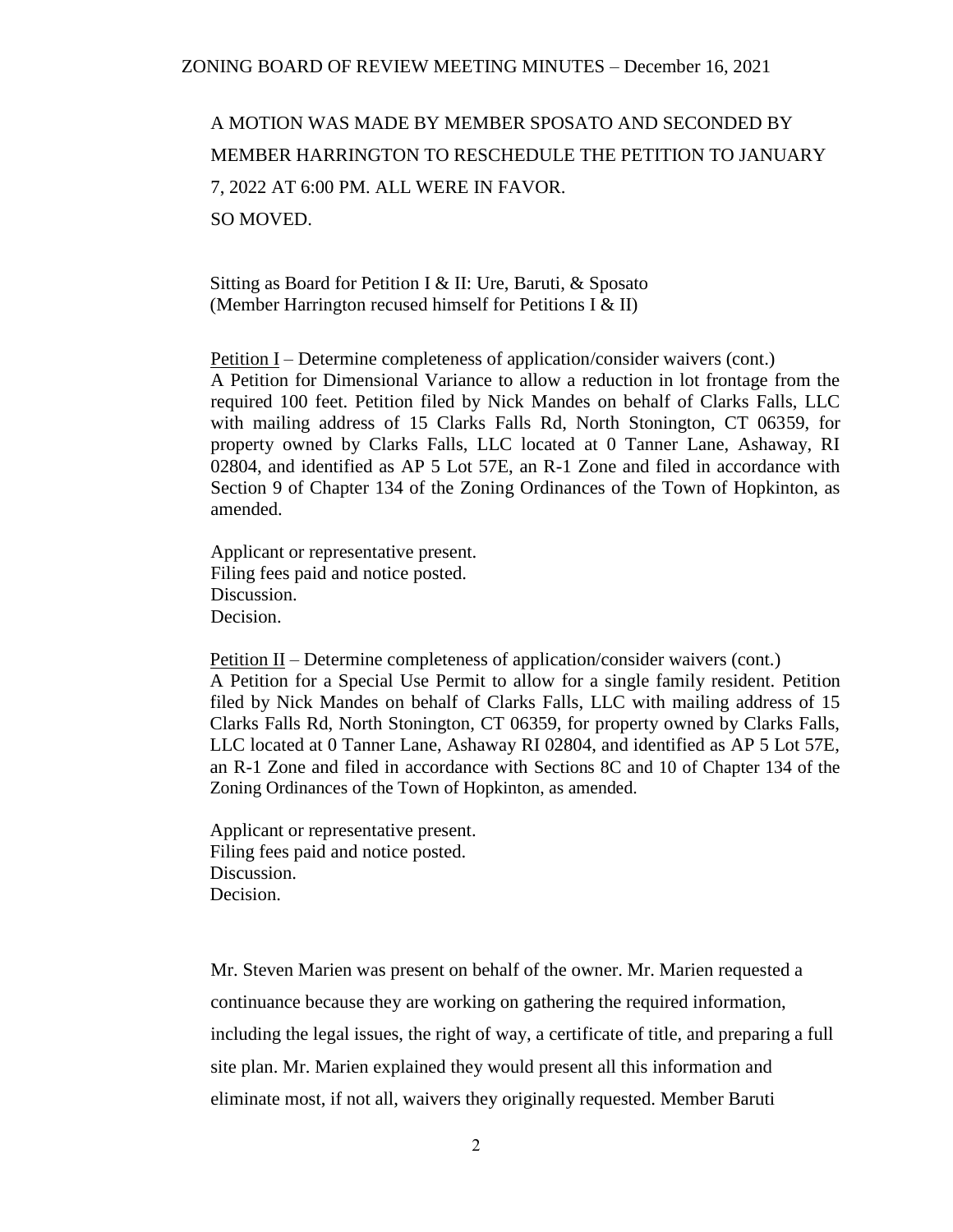A MOTION WAS MADE BY MEMBER SPOSATO AND SECONDED BY MEMBER HARRINGTON TO RESCHEDULE THE PETITION TO JANUARY 7, 2022 AT 6:00 PM. ALL WERE IN FAVOR.

SO MOVED.

Sitting as Board for Petition I & II: Ure, Baruti, & Sposato
(Member Harrington recused himself for Petitions I & II)

Petition I – Determine completeness of application/consider waivers (cont.)
A Petition for Dimensional Variance to allow a reduction in lot frontage from the required 100 feet. Petition filed by Nick Mandes on behalf of Clarks Falls, LLC with mailing address of 15 Clarks Falls Rd, North Stonington, CT 06359, for property owned by Clarks Falls, LLC located at 0 Tanner Lane, Ashaway, RI 02804, and identified as AP 5 Lot 57E, an R-1 Zone and filed in accordance with Section 9 of Chapter 134 of the Zoning Ordinances of the Town of Hopkinton, as amended.

Applicant or representative present.
Filing fees paid and notice posted.
Discussion.
Decision.

Petition II – Determine completeness of application/consider waivers (cont.)
A Petition for a Special Use Permit to allow for a single family resident. Petition filed by Nick Mandes on behalf of Clarks Falls, LLC with mailing address of 15 Clarks Falls Rd, North Stonington, CT 06359, for property owned by Clarks Falls, LLC located at 0 Tanner Lane, Ashaway RI 02804, and identified as AP 5 Lot 57E, an R-1 Zone and filed in accordance with Sections 8C and 10 of Chapter 134 of the Zoning Ordinances of the Town of Hopkinton, as amended.

Applicant or representative present.
Filing fees paid and notice posted.
Discussion.
Decision.

Mr. Steven Marien was present on behalf of the owner. Mr. Marien requested a continuance because they are working on gathering the required information, including the legal issues, the right of way, a certificate of title, and preparing a full site plan. Mr. Marien explained they would present all this information and eliminate most, if not all, waivers they originally requested. Member Baruti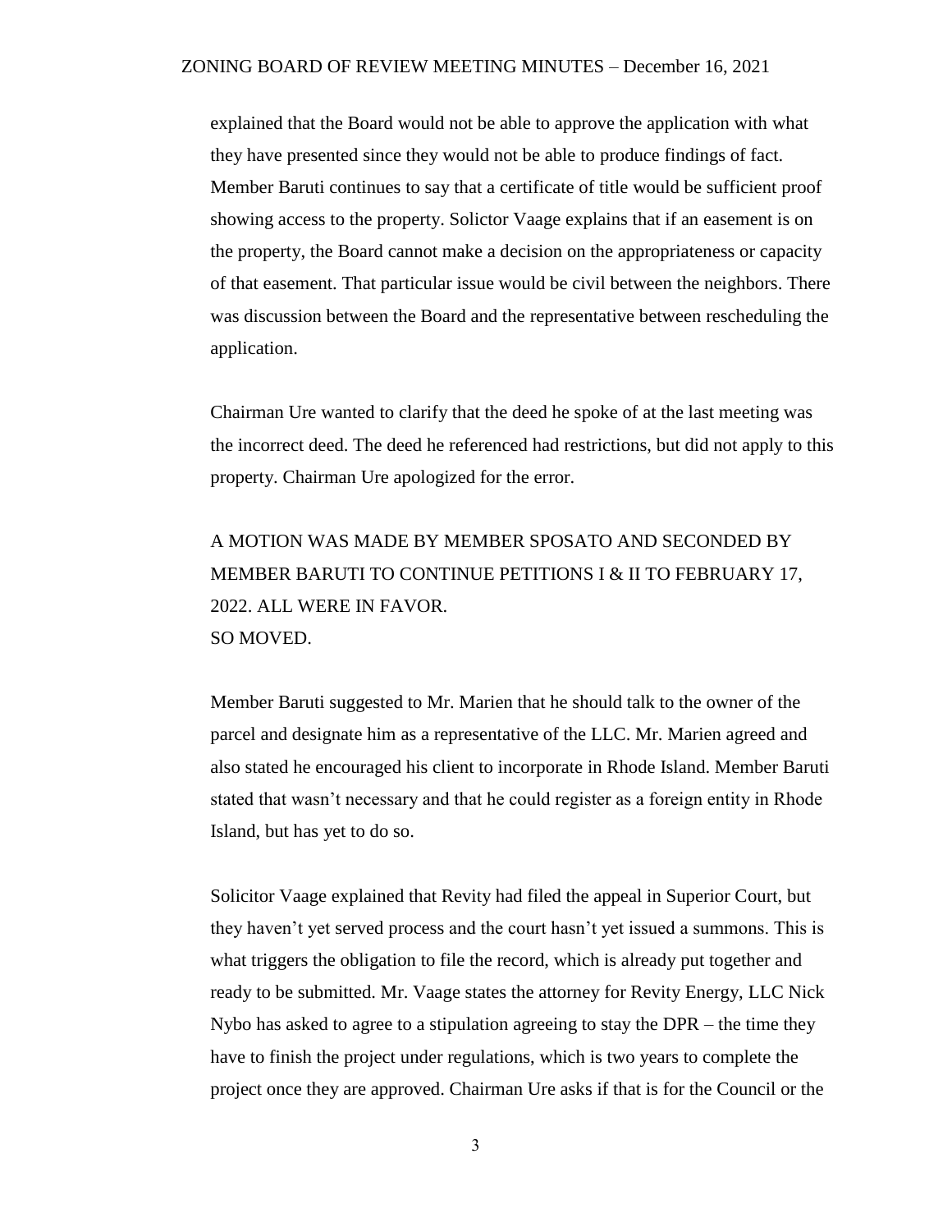explained that the Board would not be able to approve the application with what they have presented since they would not be able to produce findings of fact. Member Baruti continues to say that a certificate of title would be sufficient proof showing access to the property. Solictor Vaage explains that if an easement is on the property, the Board cannot make a decision on the appropriateness or capacity of that easement. That particular issue would be civil between the neighbors. There was discussion between the Board and the representative between rescheduling the application.

Chairman Ure wanted to clarify that the deed he spoke of at the last meeting was the incorrect deed. The deed he referenced had restrictions, but did not apply to this property. Chairman Ure apologized for the error.

A MOTION WAS MADE BY MEMBER SPOSATO AND SECONDED BY MEMBER BARUTI TO CONTINUE PETITIONS I & II TO FEBRUARY 17, 2022. ALL WERE IN FAVOR.
SO MOVED.

Member Baruti suggested to Mr. Marien that he should talk to the owner of the parcel and designate him as a representative of the LLC. Mr. Marien agreed and also stated he encouraged his client to incorporate in Rhode Island. Member Baruti stated that wasn't necessary and that he could register as a foreign entity in Rhode Island, but has yet to do so.

Solicitor Vaage explained that Revity had filed the appeal in Superior Court, but they haven't yet served process and the court hasn't yet issued a summons. This is what triggers the obligation to file the record, which is already put together and ready to be submitted. Mr. Vaage states the attorney for Revity Energy, LLC Nick Nybo has asked to agree to a stipulation agreeing to stay the DPR – the time they have to finish the project under regulations, which is two years to complete the project once they are approved. Chairman Ure asks if that is for the Council or the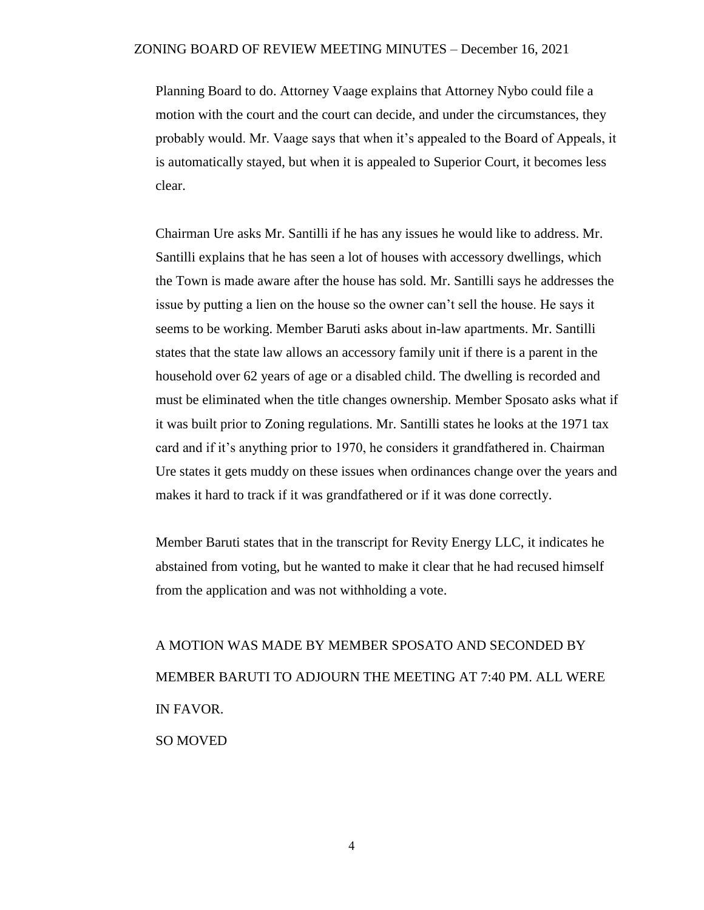Planning Board to do. Attorney Vaage explains that Attorney Nybo could file a motion with the court and the court can decide, and under the circumstances, they probably would. Mr. Vaage says that when it's appealed to the Board of Appeals, it is automatically stayed, but when it is appealed to Superior Court, it becomes less clear.

Chairman Ure asks Mr. Santilli if he has any issues he would like to address. Mr. Santilli explains that he has seen a lot of houses with accessory dwellings, which the Town is made aware after the house has sold. Mr. Santilli says he addresses the issue by putting a lien on the house so the owner can't sell the house. He says it seems to be working. Member Baruti asks about in-law apartments. Mr. Santilli states that the state law allows an accessory family unit if there is a parent in the household over 62 years of age or a disabled child. The dwelling is recorded and must be eliminated when the title changes ownership. Member Sposato asks what if it was built prior to Zoning regulations. Mr. Santilli states he looks at the 1971 tax card and if it's anything prior to 1970, he considers it grandfathered in. Chairman Ure states it gets muddy on these issues when ordinances change over the years and makes it hard to track if it was grandfathered or if it was done correctly.

Member Baruti states that in the transcript for Revity Energy LLC, it indicates he abstained from voting, but he wanted to make it clear that he had recused himself from the application and was not withholding a vote.

A MOTION WAS MADE BY MEMBER SPOSATO AND SECONDED BY MEMBER BARUTI TO ADJOURN THE MEETING AT 7:40 PM. ALL WERE IN FAVOR.

SO MOVED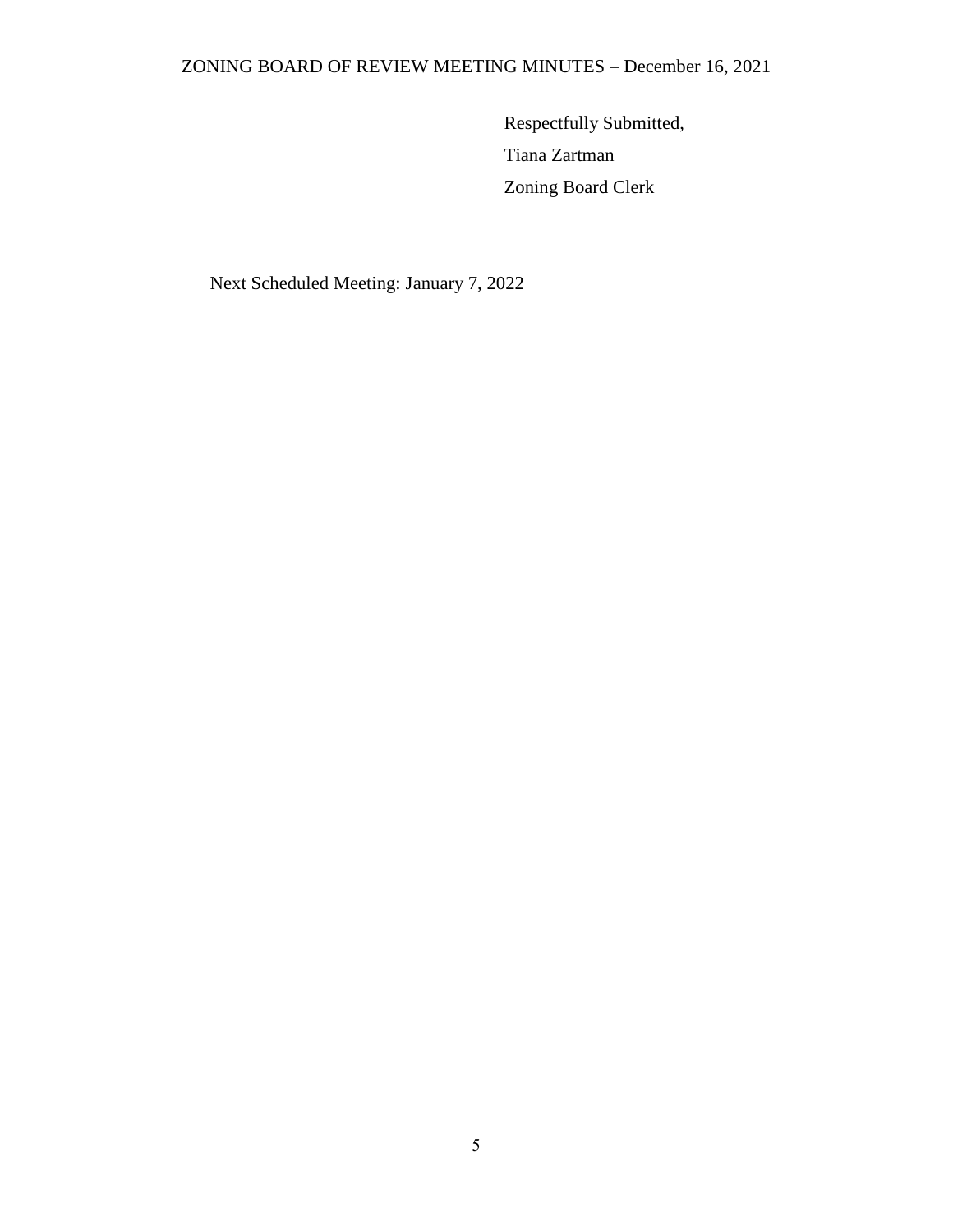Respectfully Submitted,

Tiana Zartman

Zoning Board Clerk

Next Scheduled Meeting: January 7, 2022